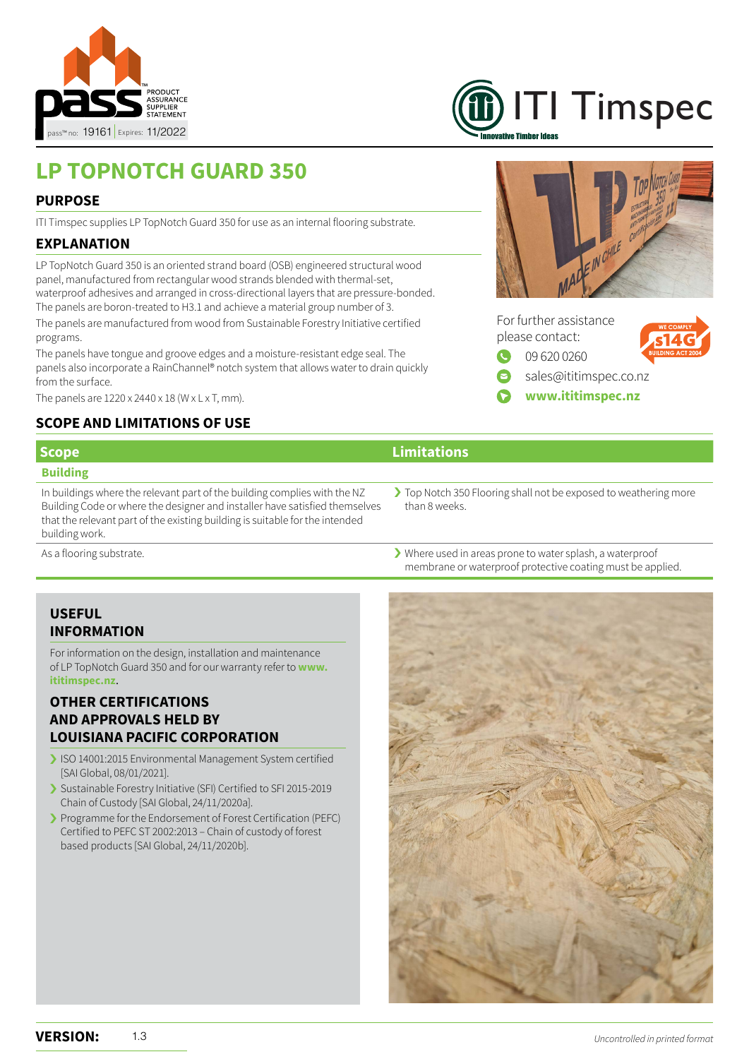PASS PRODUCT ASSURANCE SUPPLIER STATEMENT

pass™ no: 19161 | Expires: 11/2022

ITI Timspec — Innovative Timber Ideas

# LP TOPNOTCH GUARD 350

## PURPOSE

ITI Timspec supplies LP TopNotch Guard 350 for use as an internal flooring substrate.

## EXPLANATION

LP TopNotch Guard 350 is an oriented strand board (OSB) engineered structural wood panel, manufactured from rectangular wood strands blended with thermal-set, waterproof adhesives and arranged in cross-directional layers that are pressure-bonded. The panels are boron-treated to H3.1 and achieve a material group number of 3.

The panels are manufactured from wood from Sustainable Forestry Initiative certified programs.

The panels have tongue and groove edges and a moisture-resistant edge seal. The panels also incorporate a RainChannel® notch system that allows water to drain quickly from the surface.

The panels are 1220 x 2440 x 18 (W x L x T, mm).

For further assistance please contact:

- 09 620 0260
- sales@ititimspec.co.nz
- **www.ititimspec.nz**

WE COMPLY s14G BUILDING ACT 2004

## SCOPE AND LIMITATIONS OF USE

| Scope | Limitations |
|---|---|
| **Building** | |
| In buildings where the relevant part of the building complies with the NZ Building Code or where the designer and installer have satisfied themselves that the relevant part of the existing building is suitable for the intended building work. | Top Notch 350 Flooring shall not be exposed to weathering more than 8 weeks. |
| As a flooring substrate. | Where used in areas prone to water splash, a waterproof membrane or waterproof protective coating must be applied. |

## USEFUL INFORMATION

For information on the design, installation and maintenance of LP TopNotch Guard 350 and for our warranty refer to **www.ititimspec.nz**.

## OTHER CERTIFICATIONS AND APPROVALS HELD BY LOUISIANA PACIFIC CORPORATION

- ISO 14001:2015 Environmental Management System certified [SAI Global, 08/01/2021].
- Sustainable Forestry Initiative (SFI) Certified to SFI 2015-2019 Chain of Custody [SAI Global, 24/11/2020a].
- Programme for the Endorsement of Forest Certification (PEFC) Certified to PEFC ST 2002:2013 – Chain of custody of forest based products [SAI Global, 24/11/2020b].

**VERSION:** 1.3

*Uncontrolled in printed format*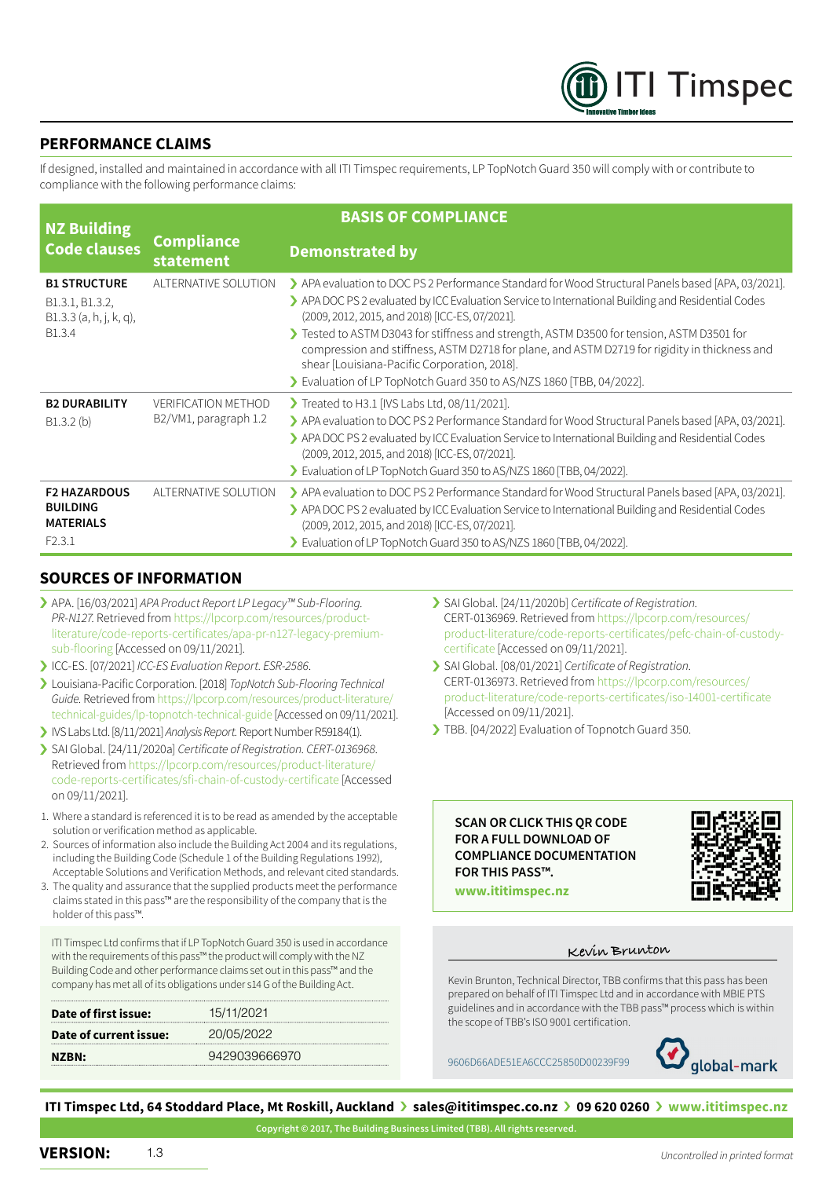## PERFORMANCE CLAIMS

If designed, installed and maintained in accordance with all ITI Timspec requirements, LP TopNotch Guard 350 will comply with or contribute to compliance with the following performance claims:

| NZ Building Code clauses | BASIS OF COMPLIANCE | |
|---|---|---|
| | Compliance statement | Demonstrated by |
| **B1 STRUCTURE** B1.3.1, B1.3.2, B1.3.3 (a, h, j, k, q), B1.3.4 | ALTERNATIVE SOLUTION | ❯ APA evaluation to DOC PS 2 Performance Standard for Wood Structural Panels based [APA, 03/2021]. ❯ APA DOC PS 2 evaluated by ICC Evaluation Service to International Building and Residential Codes (2009, 2012, 2015, and 2018) [ICC-ES, 07/2021]. ❯ Tested to ASTM D3043 for stiffness and strength, ASTM D3500 for tension, ASTM D3501 for compression and stiffness, ASTM D2718 for plane, and ASTM D2719 for rigidity in thickness and shear [Louisiana-Pacific Corporation, 2018]. ❯ Evaluation of LP TopNotch Guard 350 to AS/NZS 1860 [TBB, 04/2022]. |
| **B2 DURABILITY** B1.3.2 (b) | VERIFICATION METHOD B2/VM1, paragraph 1.2 | ❯ Treated to H3.1 [IVS Labs Ltd, 08/11/2021]. ❯ APA evaluation to DOC PS 2 Performance Standard for Wood Structural Panels based [APA, 03/2021]. ❯ APA DOC PS 2 evaluated by ICC Evaluation Service to International Building and Residential Codes (2009, 2012, 2015, and 2018) [ICC-ES, 07/2021]. ❯ Evaluation of LP TopNotch Guard 350 to AS/NZS 1860 [TBB, 04/2022]. |
| **F2 HAZARDOUS BUILDING MATERIALS** F2.3.1 | ALTERNATIVE SOLUTION | ❯ APA evaluation to DOC PS 2 Performance Standard for Wood Structural Panels based [APA, 03/2021]. ❯ APA DOC PS 2 evaluated by ICC Evaluation Service to International Building and Residential Codes (2009, 2012, 2015, and 2018) [ICC-ES, 07/2021]. ❯ Evaluation of LP TopNotch Guard 350 to AS/NZS 1860 [TBB, 04/2022]. |

## SOURCES OF INFORMATION

- APA. [16/03/2021] *APA Product Report LP Legacy™ Sub-Flooring. PR-N127.* Retrieved from https://lpcorp.com/resources/product-literature/code-reports-certificates/apa-pr-n127-legacy-premium-sub-flooring [Accessed on 09/11/2021].
- ICC-ES. [07/2021] *ICC-ES Evaluation Report. ESR-2586.*
- Louisiana-Pacific Corporation. [2018] *TopNotch Sub-Flooring Technical Guide.* Retrieved from https://lpcorp.com/resources/product-literature/technical-guides/lp-topnotch-technical-guide [Accessed on 09/11/2021].
- IVS Labs Ltd. [8/11/2021] *Analysis Report.* Report Number R59184(1).
- SAI Global. [24/11/2020a] *Certificate of Registration. CERT-0136968.* Retrieved from https://lpcorp.com/resources/product-literature/code-reports-certificates/sfi-chain-of-custody-certificate [Accessed on 09/11/2021].
- SAI Global. [24/11/2020b] *Certificate of Registration.* CERT-0136969. Retrieved from https://lpcorp.com/resources/product-literature/code-reports-certificates/pefc-chain-of-custody-certificate [Accessed on 09/11/2021].
- SAI Global. [08/01/2021] *Certificate of Registration.* CERT-0136973. Retrieved from https://lpcorp.com/resources/product-literature/code-reports-certificates/iso-14001-certificate [Accessed on 09/11/2021].
- TBB. [04/2022] Evaluation of Topnotch Guard 350.

1. Where a standard is referenced it is to be read as amended by the acceptable solution or verification method as applicable.
2. Sources of information also include the Building Act 2004 and its regulations, including the Building Code (Schedule 1 of the Building Regulations 1992), Acceptable Solutions and Verification Methods, and relevant cited standards.
3. The quality and assurance that the supplied products meet the performance claims stated in this pass™ are the responsibility of the company that is the holder of this pass™.

**SCAN OR CLICK THIS QR CODE FOR A FULL DOWNLOAD OF COMPLIANCE DOCUMENTATION FOR THIS PASS™.**
**www.ititimspec.nz**

ITI Timspec Ltd confirms that if LP TopNotch Guard 350 is used in accordance with the requirements of this pass™ the product will comply with the NZ Building Code and other performance claims set out in this pass™ and the company has met all of its obligations under s14 G of the Building Act.

| | |
|---|---|
| **Date of first issue:** | 15/11/2021 |
| **Date of current issue:** | 20/05/2022 |
| **NZBN:** | 9429039666970 |

Kevin Brunton

Kevin Brunton, Technical Director, TBB confirms that this pass has been prepared on behalf of ITI Timspec Ltd and in accordance with MBIE PTS guidelines and in accordance with the TBB pass™ process which is within the scope of TBB's ISO 9001 certification.

9606D66ADE51EA6CCC25850D00239F99

global-mark

**ITI Timspec Ltd, 64 Stoddard Place, Mt Roskill, Auckland ❯ sales@ititimspec.co.nz ❯ 09 620 0260 ❯ www.ititimspec.nz**

Copyright © 2017, The Building Business Limited (TBB). All rights reserved.

**VERSION:** 1.3

*Uncontrolled in printed format*